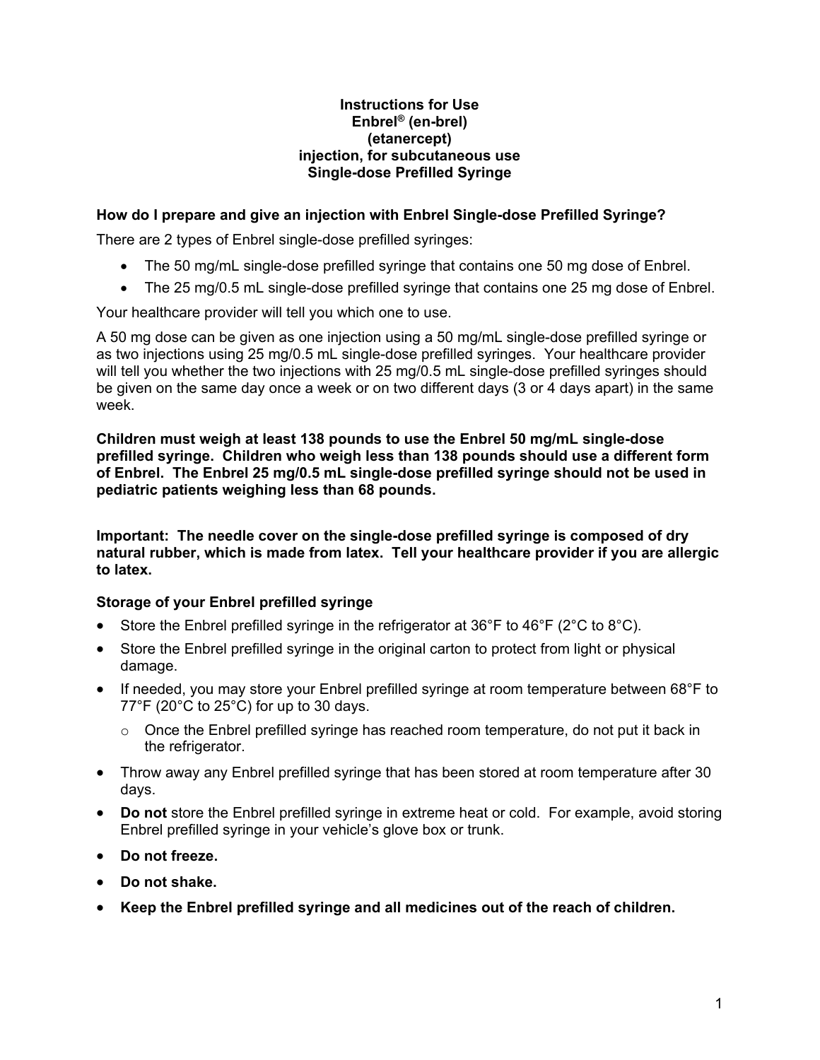**Instructions for Use**
**Enbrel® (en-brel)**
**(etanercept)**
**injection, for subcutaneous use**
**Single-dose Prefilled Syringe**

### How do I prepare and give an injection with Enbrel Single-dose Prefilled Syringe?

There are 2 types of Enbrel single-dose prefilled syringes:

- The 50 mg/mL single-dose prefilled syringe that contains one 50 mg dose of Enbrel.
- The 25 mg/0.5 mL single-dose prefilled syringe that contains one 25 mg dose of Enbrel.

Your healthcare provider will tell you which one to use.

A 50 mg dose can be given as one injection using a 50 mg/mL single-dose prefilled syringe or as two injections using 25 mg/0.5 mL single-dose prefilled syringes. Your healthcare provider will tell you whether the two injections with 25 mg/0.5 mL single-dose prefilled syringes should be given on the same day once a week or on two different days (3 or 4 days apart) in the same week.

**Children must weigh at least 138 pounds to use the Enbrel 50 mg/mL single-dose prefilled syringe. Children who weigh less than 138 pounds should use a different form of Enbrel. The Enbrel 25 mg/0.5 mL single-dose prefilled syringe should not be used in pediatric patients weighing less than 68 pounds.**

**Important: The needle cover on the single-dose prefilled syringe is composed of dry natural rubber, which is made from latex. Tell your healthcare provider if you are allergic to latex.**

### Storage of your Enbrel prefilled syringe

- Store the Enbrel prefilled syringe in the refrigerator at 36°F to 46°F (2°C to 8°C).
- Store the Enbrel prefilled syringe in the original carton to protect from light or physical damage.
- If needed, you may store your Enbrel prefilled syringe at room temperature between 68°F to 77°F (20°C to 25°C) for up to 30 days.
  - Once the Enbrel prefilled syringe has reached room temperature, do not put it back in the refrigerator.
- Throw away any Enbrel prefilled syringe that has been stored at room temperature after 30 days.
- **Do not** store the Enbrel prefilled syringe in extreme heat or cold. For example, avoid storing Enbrel prefilled syringe in your vehicle's glove box or trunk.
- **Do not freeze.**
- **Do not shake.**
- **Keep the Enbrel prefilled syringe and all medicines out of the reach of children.**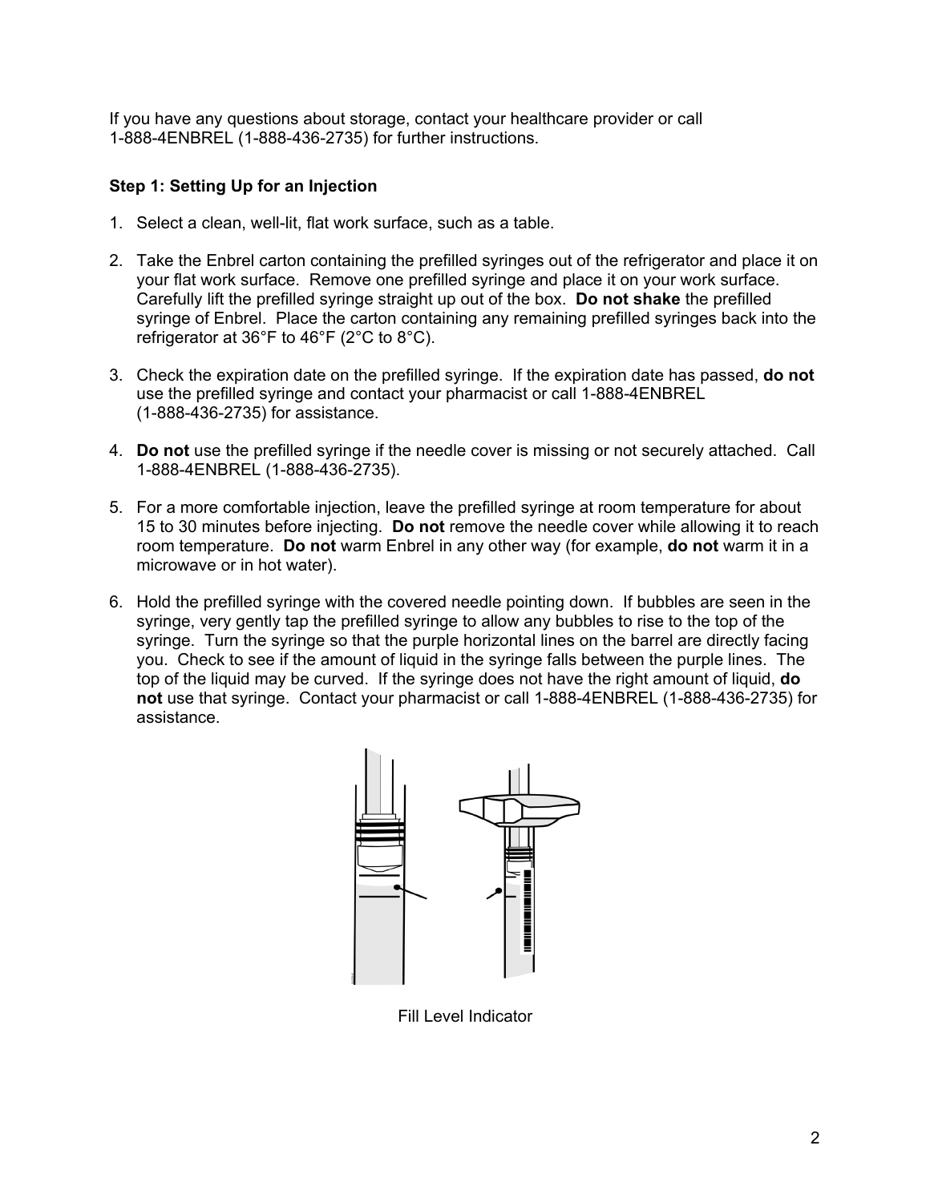If you have any questions about storage, contact your healthcare provider or call 1-888-4ENBREL (1-888-436-2735) for further instructions.

**Step 1: Setting Up for an Injection**

1. Select a clean, well-lit, flat work surface, such as a table.
2. Take the Enbrel carton containing the prefilled syringes out of the refrigerator and place it on your flat work surface. Remove one prefilled syringe and place it on your work surface. Carefully lift the prefilled syringe straight up out of the box. **Do not shake** the prefilled syringe of Enbrel. Place the carton containing any remaining prefilled syringes back into the refrigerator at 36°F to 46°F (2°C to 8°C).
3. Check the expiration date on the prefilled syringe. If the expiration date has passed, **do not** use the prefilled syringe and contact your pharmacist or call 1-888-4ENBREL (1-888-436-2735) for assistance.
4. **Do not** use the prefilled syringe if the needle cover is missing or not securely attached. Call 1-888-4ENBREL (1-888-436-2735).
5. For a more comfortable injection, leave the prefilled syringe at room temperature for about 15 to 30 minutes before injecting. **Do not** remove the needle cover while allowing it to reach room temperature. **Do not** warm Enbrel in any other way (for example, **do not** warm it in a microwave or in hot water).
6. Hold the prefilled syringe with the covered needle pointing down. If bubbles are seen in the syringe, very gently tap the prefilled syringe to allow any bubbles to rise to the top of the syringe. Turn the syringe so that the purple horizontal lines on the barrel are directly facing you. Check to see if the amount of liquid in the syringe falls between the purple lines. The top of the liquid may be curved. If the syringe does not have the right amount of liquid, **do not** use that syringe. Contact your pharmacist or call 1-888-4ENBREL (1-888-436-2735) for assistance.

Fill Level Indicator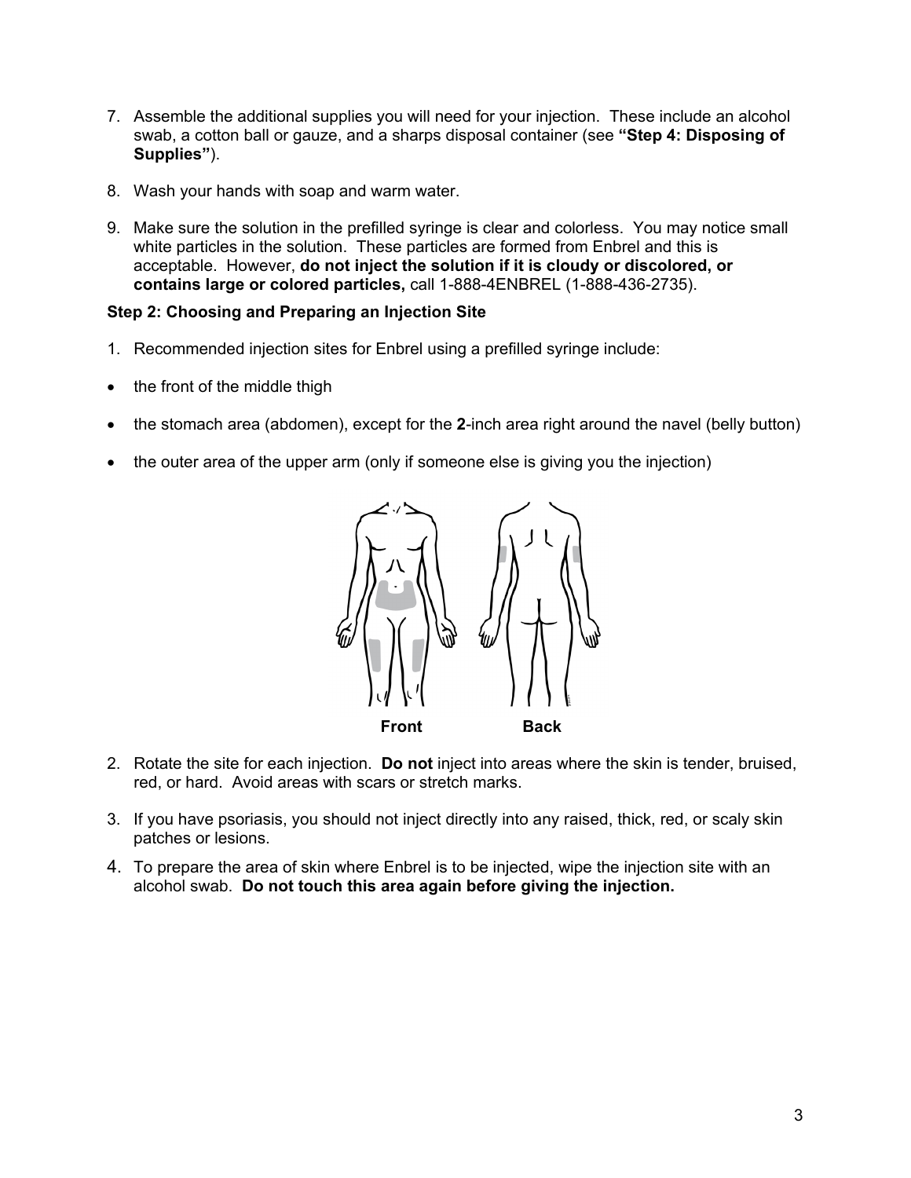7. Assemble the additional supplies you will need for your injection. These include an alcohol swab, a cotton ball or gauze, and a sharps disposal container (see **"Step 4: Disposing of Supplies"**).

8. Wash your hands with soap and warm water.

9. Make sure the solution in the prefilled syringe is clear and colorless. You may notice small white particles in the solution. These particles are formed from Enbrel and this is acceptable. However, **do not inject the solution if it is cloudy or discolored, or contains large or colored particles,** call 1-888-4ENBREL (1-888-436-2735).

**Step 2: Choosing and Preparing an Injection Site**

1. Recommended injection sites for Enbrel using a prefilled syringe include:

- the front of the middle thigh
- the stomach area (abdomen), except for the **2**-inch area right around the navel (belly button)
- the outer area of the upper arm (only if someone else is giving you the injection)

**Front** **Back**

2. Rotate the site for each injection. **Do not** inject into areas where the skin is tender, bruised, red, or hard. Avoid areas with scars or stretch marks.

3. If you have psoriasis, you should not inject directly into any raised, thick, red, or scaly skin patches or lesions.

4. To prepare the area of skin where Enbrel is to be injected, wipe the injection site with an alcohol swab. **Do not touch this area again before giving the injection.**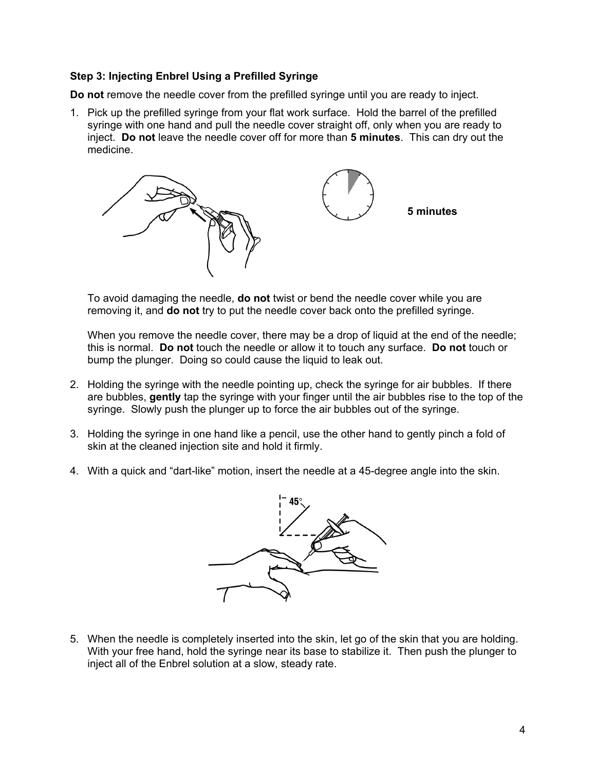### Step 3: Injecting Enbrel Using a Prefilled Syringe

**Do not** remove the needle cover from the prefilled syringe until you are ready to inject.

1. Pick up the prefilled syringe from your flat work surface. Hold the barrel of the prefilled syringe with one hand and pull the needle cover straight off, only when you are ready to inject. **Do not** leave the needle cover off for more than **5 minutes**. This can dry out the medicine.

   **5 minutes**

   To avoid damaging the needle, **do not** twist or bend the needle cover while you are removing it, and **do not** try to put the needle cover back onto the prefilled syringe.

   When you remove the needle cover, there may be a drop of liquid at the end of the needle; this is normal. **Do not** touch the needle or allow it to touch any surface. **Do not** touch or bump the plunger. Doing so could cause the liquid to leak out.

2. Holding the syringe with the needle pointing up, check the syringe for air bubbles. If there are bubbles, **gently** tap the syringe with your finger until the air bubbles rise to the top of the syringe. Slowly push the plunger up to force the air bubbles out of the syringe.

3. Holding the syringe in one hand like a pencil, use the other hand to gently pinch a fold of skin at the cleaned injection site and hold it firmly.

4. With a quick and "dart-like" motion, insert the needle at a 45-degree angle into the skin.

   45°

5. When the needle is completely inserted into the skin, let go of the skin that you are holding. With your free hand, hold the syringe near its base to stabilize it. Then push the plunger to inject all of the Enbrel solution at a slow, steady rate.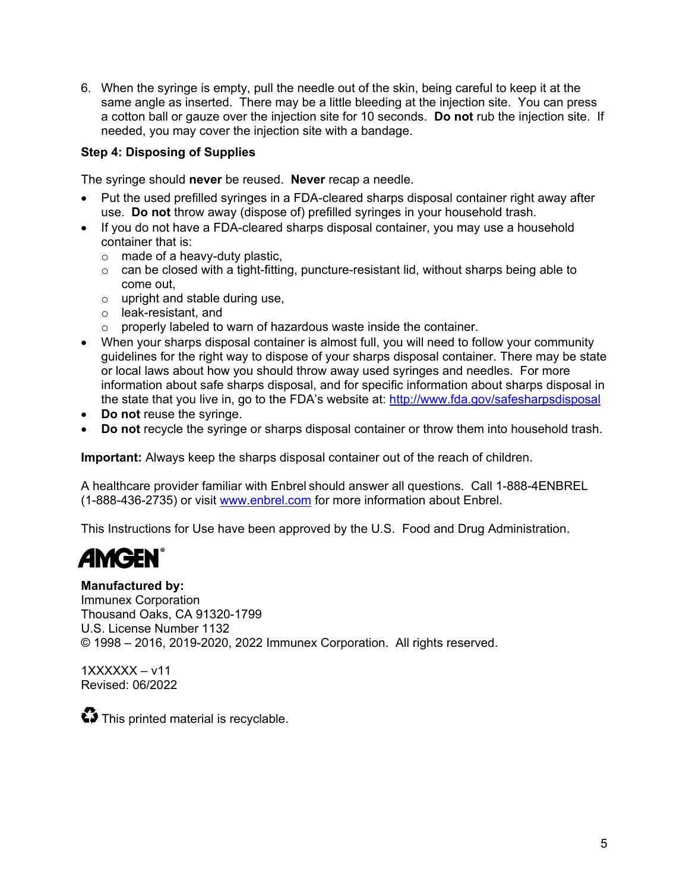6. When the syringe is empty, pull the needle out of the skin, being careful to keep it at the same angle as inserted. There may be a little bleeding at the injection site. You can press a cotton ball or gauze over the injection site for 10 seconds. **Do not** rub the injection site. If needed, you may cover the injection site with a bandage.

**Step 4: Disposing of Supplies**

The syringe should **never** be reused. **Never** recap a needle.

- Put the used prefilled syringes in a FDA-cleared sharps disposal container right away after use. **Do not** throw away (dispose of) prefilled syringes in your household trash.
- If you do not have a FDA-cleared sharps disposal container, you may use a household container that is:
  - made of a heavy-duty plastic,
  - can be closed with a tight-fitting, puncture-resistant lid, without sharps being able to come out,
  - upright and stable during use,
  - leak-resistant, and
  - properly labeled to warn of hazardous waste inside the container.
- When your sharps disposal container is almost full, you will need to follow your community guidelines for the right way to dispose of your sharps disposal container. There may be state or local laws about how you should throw away used syringes and needles. For more information about safe sharps disposal, and for specific information about sharps disposal in the state that you live in, go to the FDA's website at: http://www.fda.gov/safesharpsdisposal
- **Do not** reuse the syringe.
- **Do not** recycle the syringe or sharps disposal container or throw them into household trash.

**Important:** Always keep the sharps disposal container out of the reach of children.

A healthcare provider familiar with Enbrel should answer all questions. Call 1-888-4ENBREL (1-888-436-2735) or visit www.enbrel.com for more information about Enbrel.

This Instructions for Use have been approved by the U.S. Food and Drug Administration.

AMGEN®

**Manufactured by:**
Immunex Corporation
Thousand Oaks, CA 91320-1799
U.S. License Number 1132
© 1998 – 2016, 2019-2020, 2022 Immunex Corporation. All rights reserved.

1XXXXXX – v11
Revised: 06/2022

♻ This printed material is recyclable.